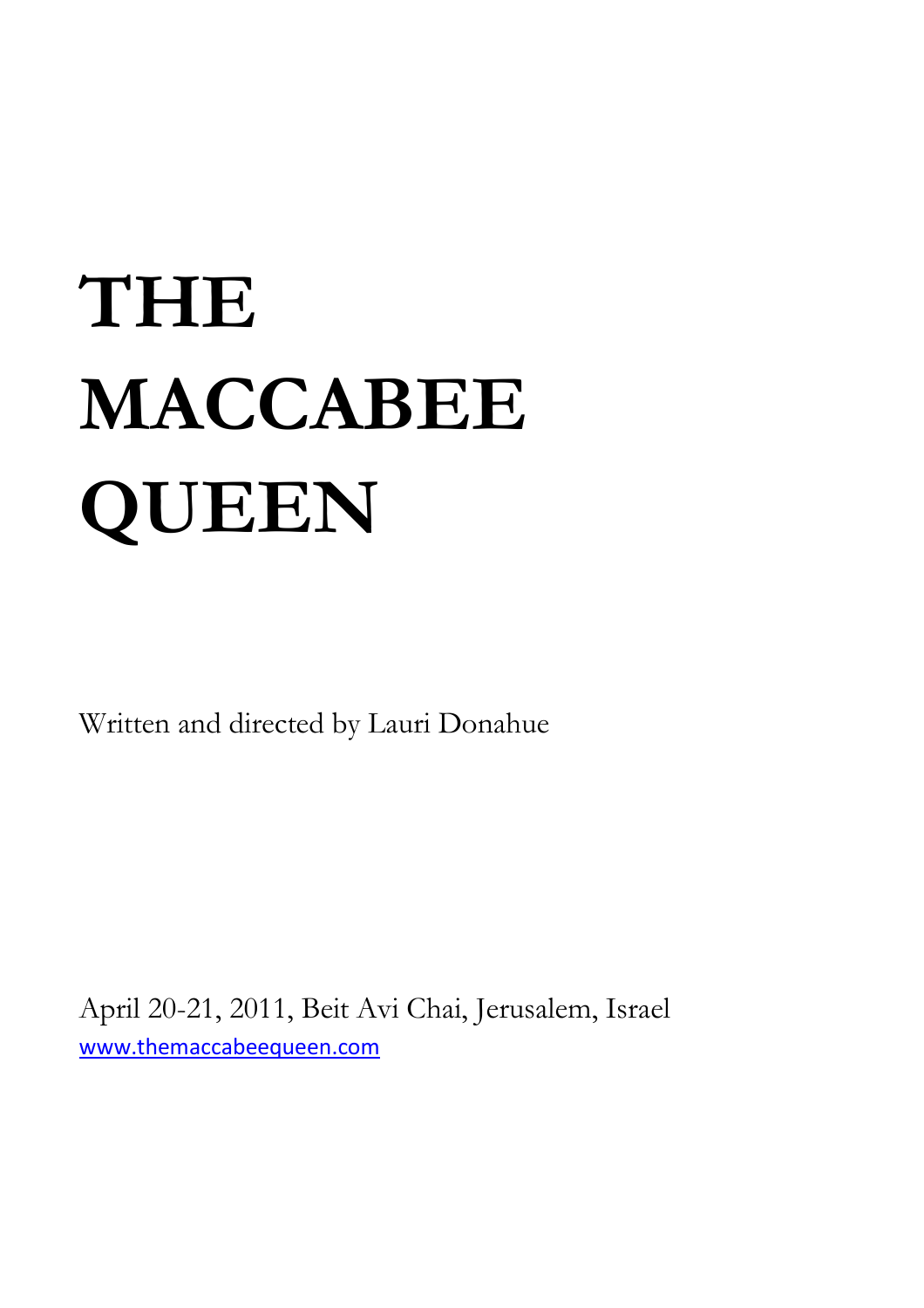# THE MACCABEE QUEEN

Written and directed by Lauri Donahue

April 20-21, 2011, Beit Avi Chai, Jerusalem, Israel

www.themaccabeequeen.com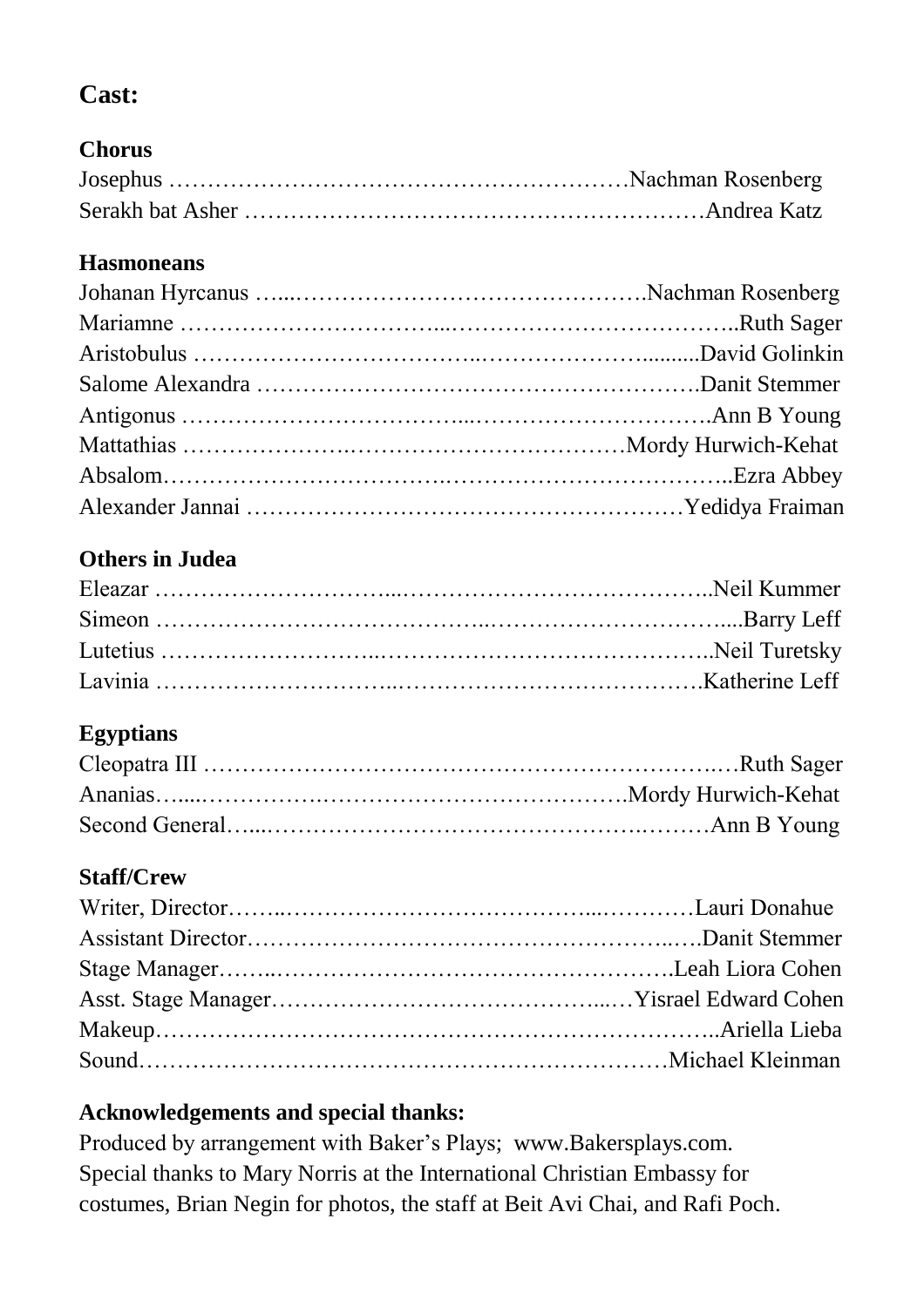## Cast:

### Chorus

Josephus ……………………………………………………Nachman Rosenberg
Serakh bat Asher …………………………………………………Andrea Katz

### Hasmoneans

Johanan Hyrcanus …...……………………………………….Nachman Rosenberg
Mariamne …………………………...………………………………..Ruth Sager
Aristobulus ……………………………..…………………….........David Golinkin
Salome Alexandra ……………………………………………….Danit Stemmer
Antigonus ……………………………...………………………….Ann B Young
Mattathias …………………..……………………………………Mordy Hurwich-Kehat
Absalom……………………………..……………………………..Ezra Abbey
Alexander Jannai …………………………………………………Yedidya Fraiman

### Others in Judea

Eleazar …………………………...…………………………………..Neil Kummer
Simeon …………………………………...………………………….....Barry Leff
Lutetius ……………………...……………………………………..Neil Turetsky
Lavinia ………………………...…………………………………Katherine Leff

### Egyptians

Cleopatra III ……………………………………………………….…Ruth Sager
Ananias…...…………….………………………………………….Mordy Hurwich-Kehat
Second General…...……………………………………….………Ann B Young

### Staff/Crew

Writer, Director……..………………………………...…………Lauri Donahue
Assistant Director……………………………………………..….Danit Stemmer
Stage Manager……..…………………………………………….Leah Liora Cohen
Asst. Stage Manager……………………………………...…Yisrael Edward Cohen
Makeup………………………………………………………………..Ariella Lieba
Sound……………………………………………………………Michael Kleinman

### Acknowledgements and special thanks:

Produced by arrangement with Baker's Plays; www.Bakersplays.com.
Special thanks to Mary Norris at the International Christian Embassy for costumes, Brian Negin for photos, the staff at Beit Avi Chai, and Rafi Poch.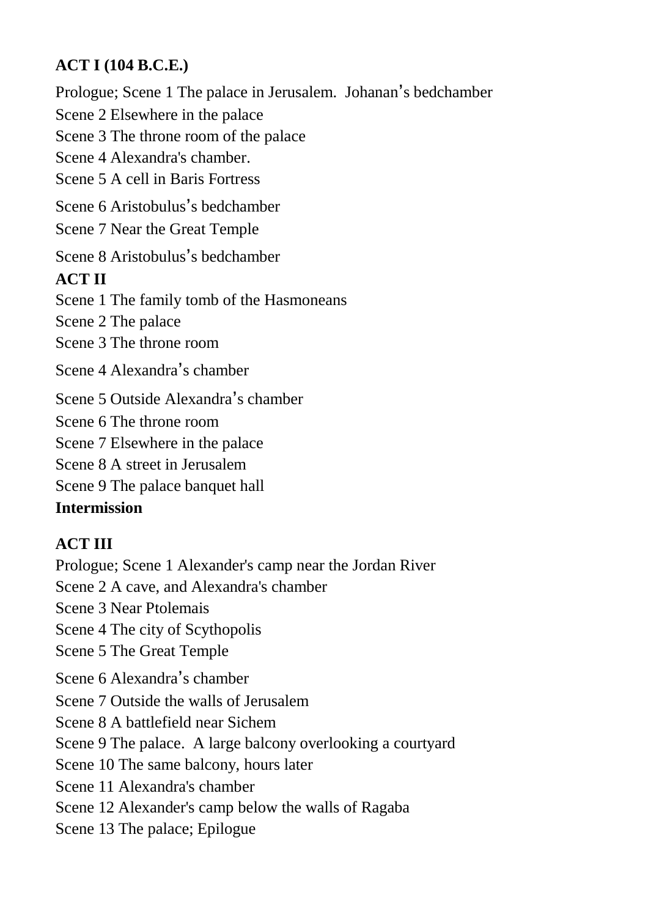**ACT I (104 B.C.E.)**

Prologue; Scene 1 The palace in Jerusalem. Johanan's bedchamber

Scene 2 Elsewhere in the palace

Scene 3 The throne room of the palace

Scene 4 Alexandra's chamber.

Scene 5 A cell in Baris Fortress

Scene 6 Aristobulus's bedchamber

Scene 7 Near the Great Temple

Scene 8 Aristobulus's bedchamber

**ACT II**

Scene 1 The family tomb of the Hasmoneans

Scene 2 The palace

Scene 3 The throne room

Scene 4 Alexandra's chamber

Scene 5 Outside Alexandra's chamber

Scene 6 The throne room

Scene 7 Elsewhere in the palace

Scene 8 A street in Jerusalem

Scene 9 The palace banquet hall

**Intermission**

**ACT III**

Prologue; Scene 1 Alexander's camp near the Jordan River

Scene 2 A cave, and Alexandra's chamber

Scene 3 Near Ptolemais

Scene 4 The city of Scythopolis

Scene 5 The Great Temple

Scene 6 Alexandra's chamber

Scene 7 Outside the walls of Jerusalem

Scene 8 A battlefield near Sichem

Scene 9 The palace. A large balcony overlooking a courtyard

Scene 10 The same balcony, hours later

Scene 11 Alexandra's chamber

Scene 12 Alexander's camp below the walls of Ragaba

Scene 13 The palace; Epilogue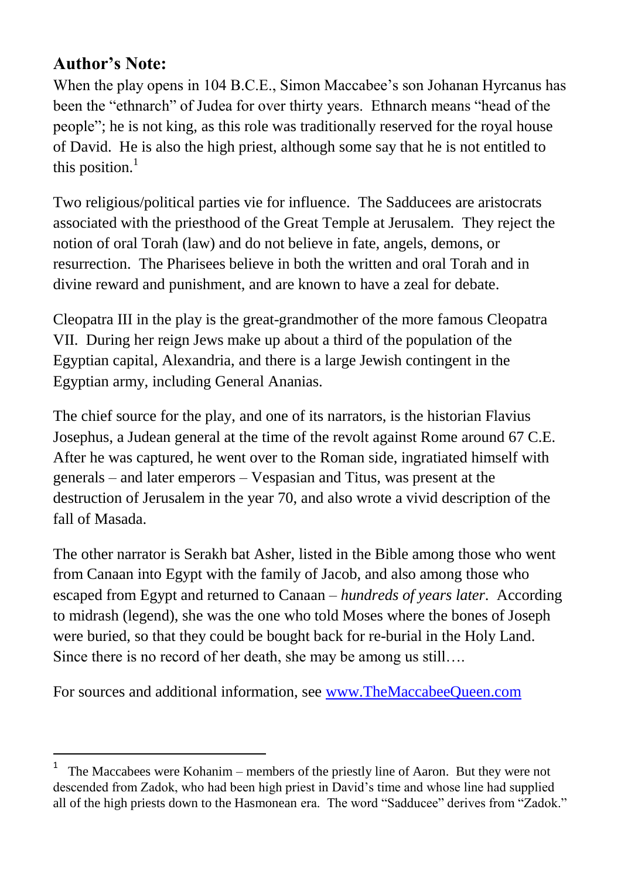## Author's Note:

When the play opens in 104 B.C.E., Simon Maccabee's son Johanan Hyrcanus has been the "ethnarch" of Judea for over thirty years. Ethnarch means "head of the people"; he is not king, as this role was traditionally reserved for the royal house of David. He is also the high priest, although some say that he is not entitled to this position.[1]

Two religious/political parties vie for influence. The Sadducees are aristocrats associated with the priesthood of the Great Temple at Jerusalem. They reject the notion of oral Torah (law) and do not believe in fate, angels, demons, or resurrection. The Pharisees believe in both the written and oral Torah and in divine reward and punishment, and are known to have a zeal for debate.

Cleopatra III in the play is the great-grandmother of the more famous Cleopatra VII. During her reign Jews make up about a third of the population of the Egyptian capital, Alexandria, and there is a large Jewish contingent in the Egyptian army, including General Ananias.

The chief source for the play, and one of its narrators, is the historian Flavius Josephus, a Judean general at the time of the revolt against Rome around 67 C.E. After he was captured, he went over to the Roman side, ingratiated himself with generals – and later emperors – Vespasian and Titus, was present at the destruction of Jerusalem in the year 70, and also wrote a vivid description of the fall of Masada.

The other narrator is Serakh bat Asher, listed in the Bible among those who went from Canaan into Egypt with the family of Jacob, and also among those who escaped from Egypt and returned to Canaan – *hundreds of years later*. According to midrash (legend), she was the one who told Moses where the bones of Joseph were buried, so that they could be bought back for re-burial in the Holy Land. Since there is no record of her death, she may be among us still….

For sources and additional information, see [www.TheMaccabeeQueen.com](http://www.TheMaccabeeQueen.com)

---

[1] The Maccabees were Kohanim – members of the priestly line of Aaron. But they were not descended from Zadok, who had been high priest in David's time and whose line had supplied all of the high priests down to the Hasmonean era. The word "Sadducee" derives from "Zadok."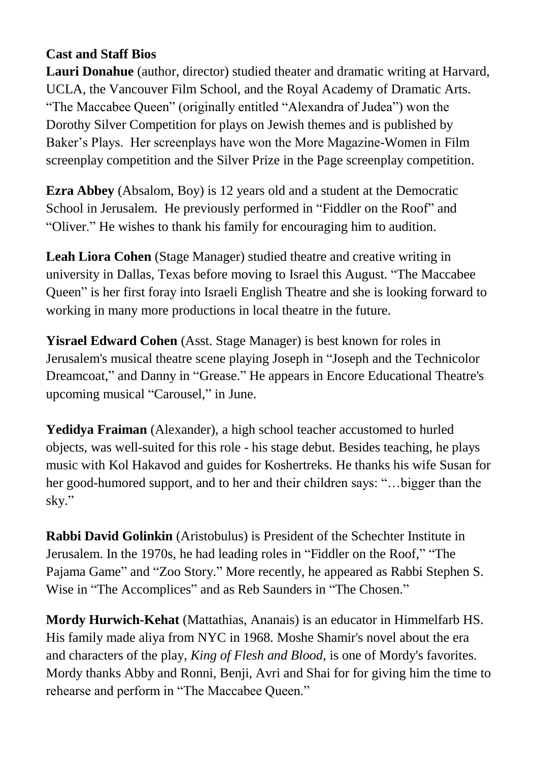**Cast and Staff Bios**

**Lauri Donahue** (author, director) studied theater and dramatic writing at Harvard, UCLA, the Vancouver Film School, and the Royal Academy of Dramatic Arts. "The Maccabee Queen" (originally entitled "Alexandra of Judea") won the Dorothy Silver Competition for plays on Jewish themes and is published by Baker's Plays. Her screenplays have won the More Magazine-Women in Film screenplay competition and the Silver Prize in the Page screenplay competition.

**Ezra Abbey** (Absalom, Boy) is 12 years old and a student at the Democratic School in Jerusalem. He previously performed in "Fiddler on the Roof" and "Oliver." He wishes to thank his family for encouraging him to audition.

**Leah Liora Cohen** (Stage Manager) studied theatre and creative writing in university in Dallas, Texas before moving to Israel this August. "The Maccabee Queen" is her first foray into Israeli English Theatre and she is looking forward to working in many more productions in local theatre in the future.

**Yisrael Edward Cohen** (Asst. Stage Manager) is best known for roles in Jerusalem's musical theatre scene playing Joseph in "Joseph and the Technicolor Dreamcoat," and Danny in "Grease." He appears in Encore Educational Theatre's upcoming musical "Carousel," in June.

**Yedidya Fraiman** (Alexander), a high school teacher accustomed to hurled objects, was well-suited for this role - his stage debut. Besides teaching, he plays music with Kol Hakavod and guides for Koshertreks. He thanks his wife Susan for her good-humored support, and to her and their children says: "…bigger than the sky."

**Rabbi David Golinkin** (Aristobulus) is President of the Schechter Institute in Jerusalem. In the 1970s, he had leading roles in "Fiddler on the Roof," "The Pajama Game" and "Zoo Story." More recently, he appeared as Rabbi Stephen S. Wise in "The Accomplices" and as Reb Saunders in "The Chosen."

**Mordy Hurwich-Kehat** (Mattathias, Ananais) is an educator in Himmelfarb HS. His family made aliya from NYC in 1968. Moshe Shamir's novel about the era and characters of the play, *King of Flesh and Blood,* is one of Mordy's favorites. Mordy thanks Abby and Ronni, Benji, Avri and Shai for for giving him the time to rehearse and perform in "The Maccabee Queen."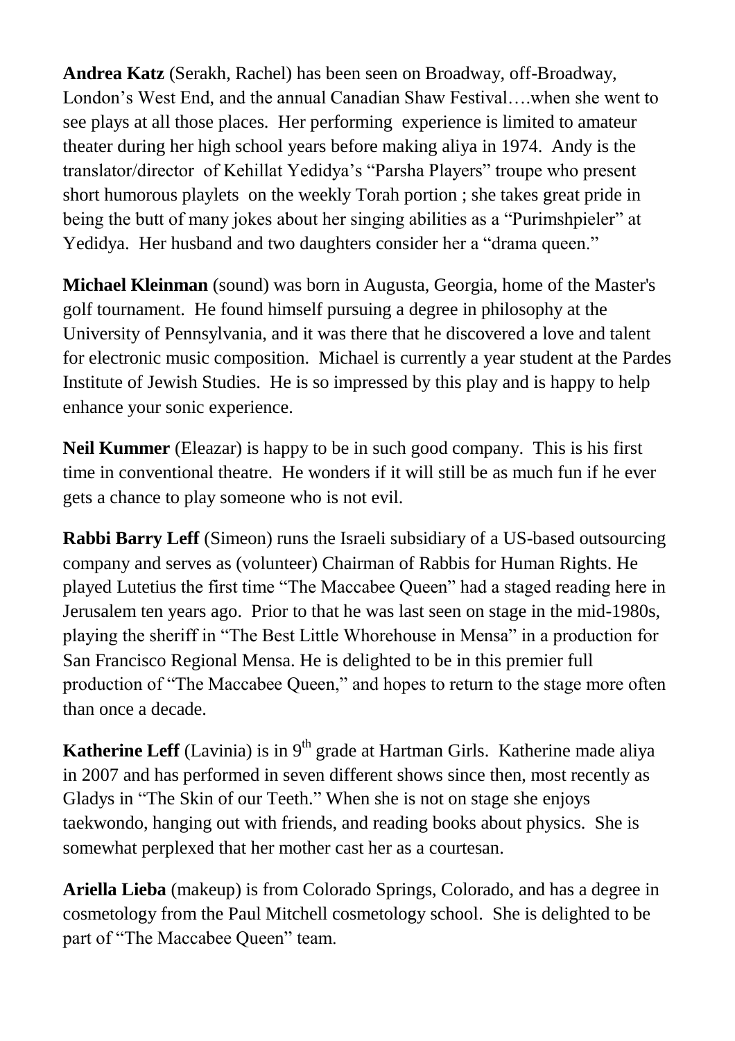**Andrea Katz** (Serakh, Rachel) has been seen on Broadway, off-Broadway, London's West End, and the annual Canadian Shaw Festival….when she went to see plays at all those places. Her performing experience is limited to amateur theater during her high school years before making aliya in 1974. Andy is the translator/director of Kehillat Yedidya's "Parsha Players" troupe who present short humorous playlets on the weekly Torah portion ; she takes great pride in being the butt of many jokes about her singing abilities as a "Purimshpieler" at Yedidya. Her husband and two daughters consider her a "drama queen."

**Michael Kleinman** (sound) was born in Augusta, Georgia, home of the Master's golf tournament. He found himself pursuing a degree in philosophy at the University of Pennsylvania, and it was there that he discovered a love and talent for electronic music composition. Michael is currently a year student at the Pardes Institute of Jewish Studies. He is so impressed by this play and is happy to help enhance your sonic experience.

**Neil Kummer** (Eleazar) is happy to be in such good company. This is his first time in conventional theatre. He wonders if it will still be as much fun if he ever gets a chance to play someone who is not evil.

**Rabbi Barry Leff** (Simeon) runs the Israeli subsidiary of a US-based outsourcing company and serves as (volunteer) Chairman of Rabbis for Human Rights. He played Lutetius the first time "The Maccabee Queen" had a staged reading here in Jerusalem ten years ago. Prior to that he was last seen on stage in the mid-1980s, playing the sheriff in "The Best Little Whorehouse in Mensa" in a production for San Francisco Regional Mensa. He is delighted to be in this premier full production of "The Maccabee Queen," and hopes to return to the stage more often than once a decade.

**Katherine Leff** (Lavinia) is in 9th grade at Hartman Girls. Katherine made aliya in 2007 and has performed in seven different shows since then, most recently as Gladys in "The Skin of our Teeth." When she is not on stage she enjoys taekwondo, hanging out with friends, and reading books about physics. She is somewhat perplexed that her mother cast her as a courtesan.

**Ariella Lieba** (makeup) is from Colorado Springs, Colorado, and has a degree in cosmetology from the Paul Mitchell cosmetology school. She is delighted to be part of "The Maccabee Queen" team.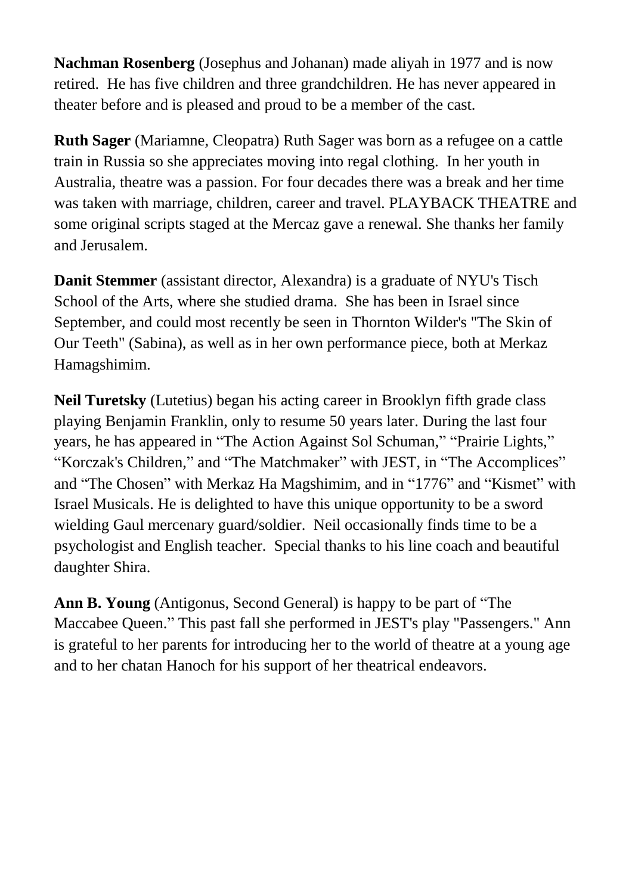**Nachman Rosenberg** (Josephus and Johanan) made aliyah in 1977 and is now retired. He has five children and three grandchildren. He has never appeared in theater before and is pleased and proud to be a member of the cast.

**Ruth Sager** (Mariamne, Cleopatra) Ruth Sager was born as a refugee on a cattle train in Russia so she appreciates moving into regal clothing. In her youth in Australia, theatre was a passion. For four decades there was a break and her time was taken with marriage, children, career and travel. PLAYBACK THEATRE and some original scripts staged at the Mercaz gave a renewal. She thanks her family and Jerusalem.

**Danit Stemmer** (assistant director, Alexandra) is a graduate of NYU's Tisch School of the Arts, where she studied drama. She has been in Israel since September, and could most recently be seen in Thornton Wilder's "The Skin of Our Teeth" (Sabina), as well as in her own performance piece, both at Merkaz Hamagshimim.

**Neil Turetsky** (Lutetius) began his acting career in Brooklyn fifth grade class playing Benjamin Franklin, only to resume 50 years later. During the last four years, he has appeared in "The Action Against Sol Schuman," "Prairie Lights," "Korczak's Children," and "The Matchmaker" with JEST, in "The Accomplices" and "The Chosen" with Merkaz Ha Magshimim, and in "1776" and "Kismet" with Israel Musicals. He is delighted to have this unique opportunity to be a sword wielding Gaul mercenary guard/soldier. Neil occasionally finds time to be a psychologist and English teacher. Special thanks to his line coach and beautiful daughter Shira.

**Ann B. Young** (Antigonus, Second General) is happy to be part of "The Maccabee Queen." This past fall she performed in JEST's play "Passengers." Ann is grateful to her parents for introducing her to the world of theatre at a young age and to her chatan Hanoch for his support of her theatrical endeavors.